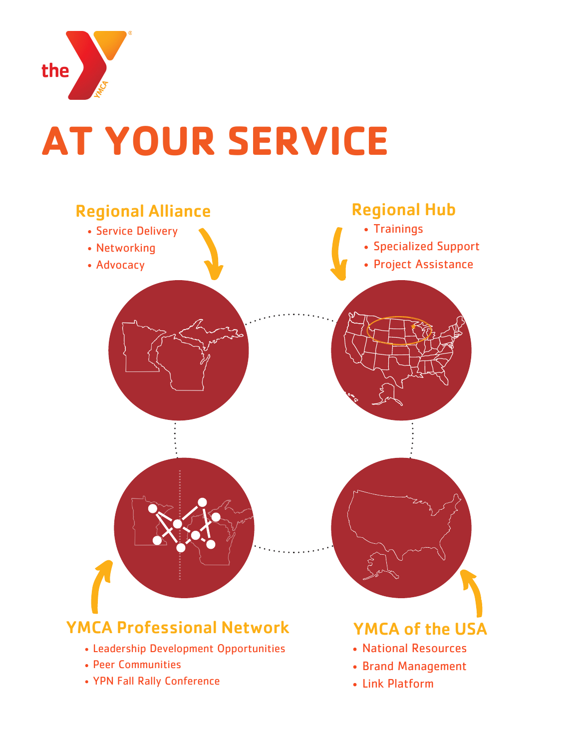# AT YOUR SERVICE

## Regional Alliance

- Service Delivery
- Networking
- Advocacy

## Regional Hub

- Trainings
- Specialized Support
- Project Assistance

## YMCA Professional Network

- Leadership Development Opportunities
- Peer Communities
- YPN Fall Rally Conference

## YMCA of the USA

- National Resources
- Brand Management
- Link Platform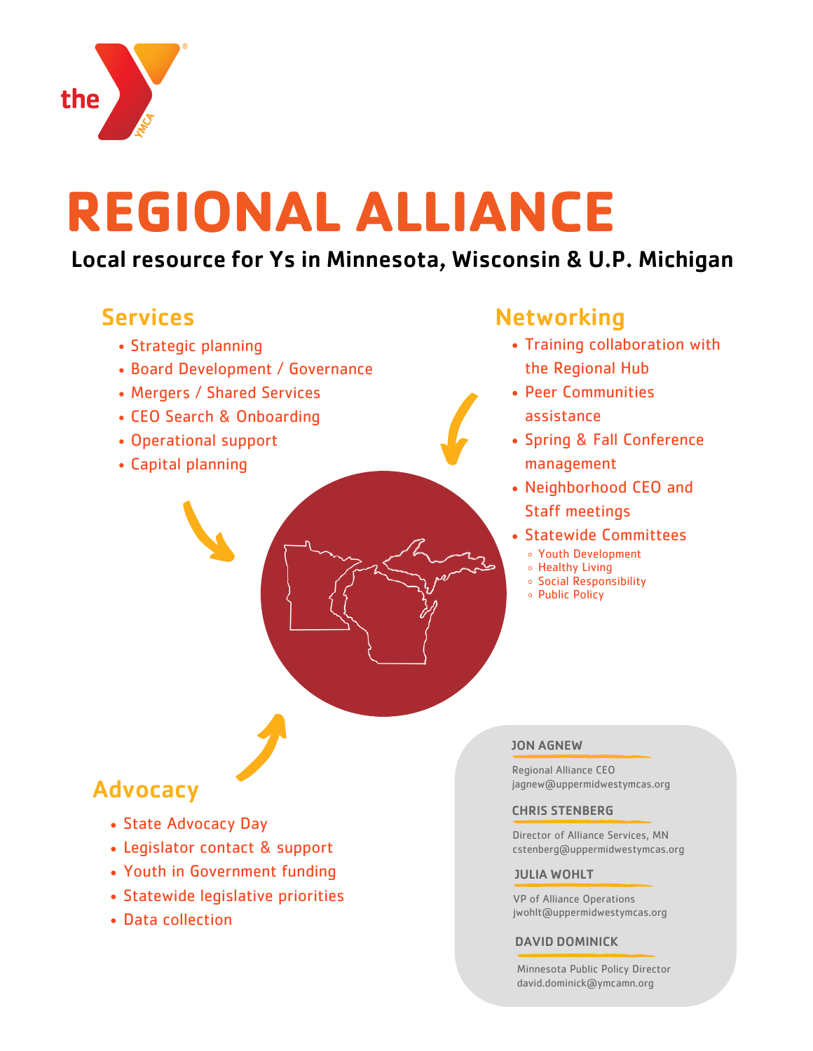# REGIONAL ALLIANCE

**Local resource for Ys in Minnesota, Wisconsin & U.P. Michigan**

## Services

- Strategic planning
- Board Development / Governance
- Mergers / Shared Services
- CEO Search & Onboarding
- Operational support
- Capital planning

## Networking

- Training collaboration with the Regional Hub
- Peer Communities assistance
- Spring & Fall Conference management
- Neighborhood CEO and Staff meetings
- Statewide Committees
  - Youth Development
  - Healthy Living
  - Social Responsibility
  - Public Policy

## Advocacy

- State Advocacy Day
- Legislator contact & support
- Youth in Government funding
- Statewide legislative priorities
- Data collection

**JON AGNEW**

Regional Alliance CEO
jagnew@uppermidwestymcas.org

**CHRIS STENBERG**

Director of Alliance Services, MN
cstenberg@uppermidwestymcas.org

**JULIA WOHLT**

VP of Alliance Operations
jwohlt@uppermidwestymcas.org

**DAVID DOMINICK**

Minnesota Public Policy Director
david.dominick@ymcamn.org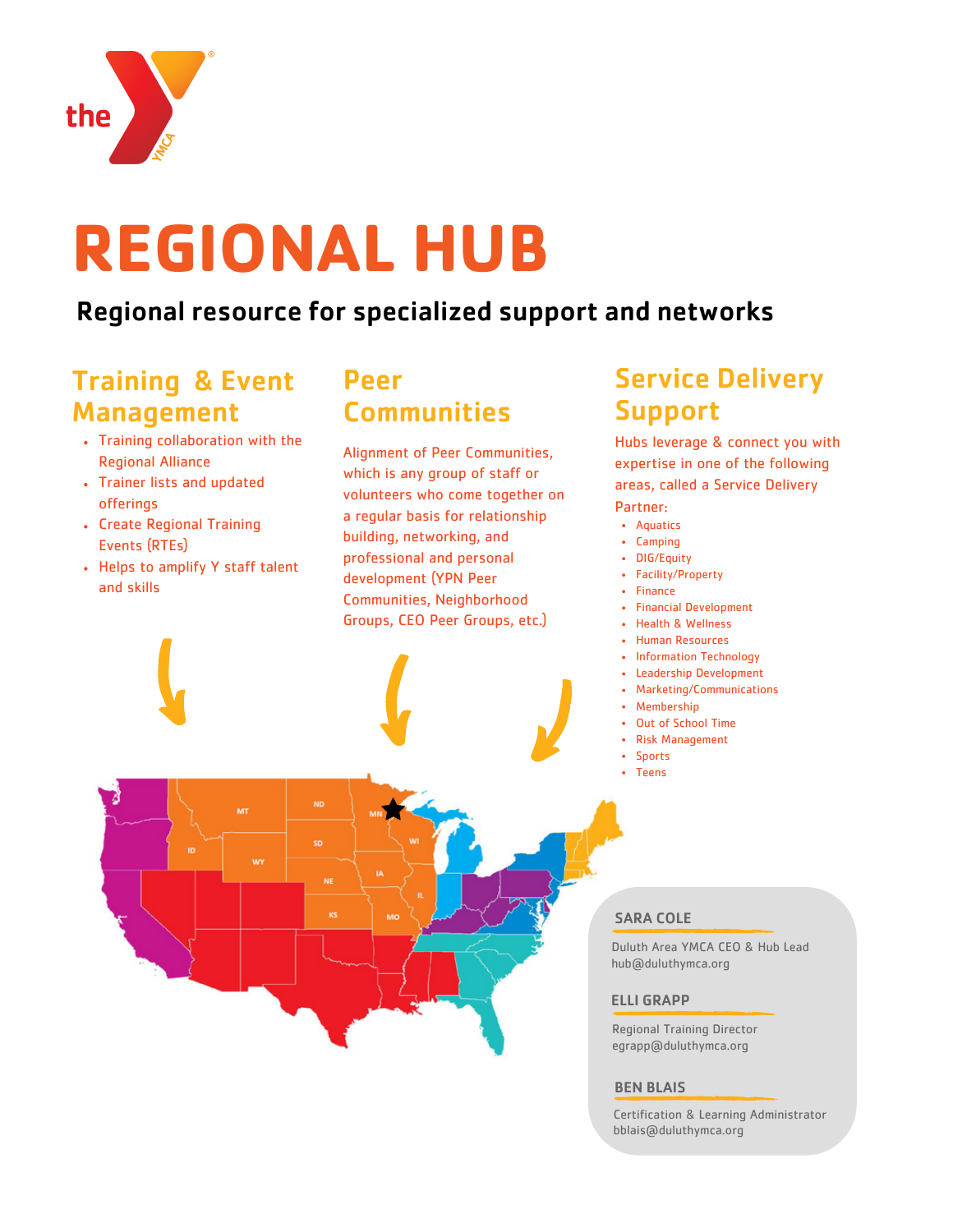# REGIONAL HUB

**Regional resource for specialized support and networks**

## Training & Event Management

- Training collaboration with the Regional Alliance
- Trainer lists and updated offerings
- Create Regional Training Events (RTEs)
- Helps to amplify Y staff talent and skills

## Peer Communities

Alignment of Peer Communities, which is any group of staff or volunteers who come together on a regular basis for relationship building, networking, and professional and personal development (YPN Peer Communities, Neighborhood Groups, CEO Peer Groups, etc.)

## Service Delivery Support

Hubs leverage & connect you with expertise in one of the following areas, called a Service Delivery Partner:

- Aquatics
- Camping
- DIG/Equity
- Facility/Property
- Finance
- Financial Development
- Health & Wellness
- Human Resources
- Information Technology
- Leadership Development
- Marketing/Communications
- Membership
- Out of School Time
- Risk Management
- Sports
- Teens

**SARA COLE**

Duluth Area YMCA CEO & Hub Lead
hub@duluthymca.org

**ELLI GRAPP**

Regional Training Director
egrapp@duluthymca.org

**BEN BLAIS**

Certification & Learning Administrator
bblais@duluthymca.org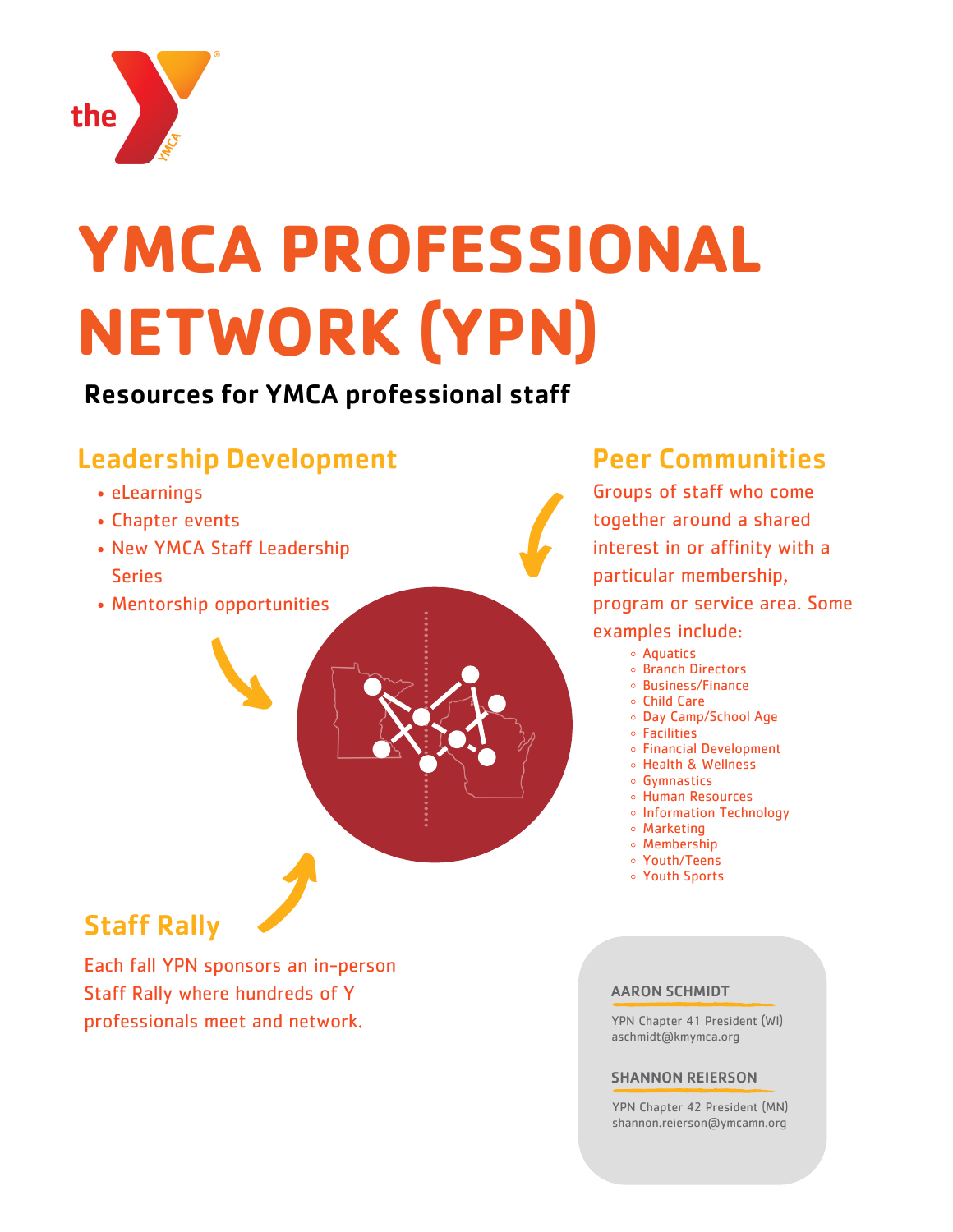# YMCA PROFESSIONAL NETWORK (YPN)

**Resources for YMCA professional staff**

## Leadership Development

- eLearnings
- Chapter events
- New YMCA Staff Leadership Series
- Mentorship opportunities

## Peer Communities

Groups of staff who come together around a shared interest in or affinity with a particular membership, program or service area. Some examples include:

- Aquatics
- Branch Directors
- Business/Finance
- Child Care
- Day Camp/School Age
- Facilities
- Financial Development
- Health & Wellness
- Gymnastics
- Human Resources
- Information Technology
- Marketing
- Membership
- Youth/Teens
- Youth Sports

## Staff Rally

Each fall YPN sponsors an in-person Staff Rally where hundreds of Y professionals meet and network.

**AARON SCHMIDT**

YPN Chapter 41 President (WI)
aschmidt@kmymca.org

**SHANNON REIERSON**

YPN Chapter 42 President (MN)
shannon.reierson@ymcamn.org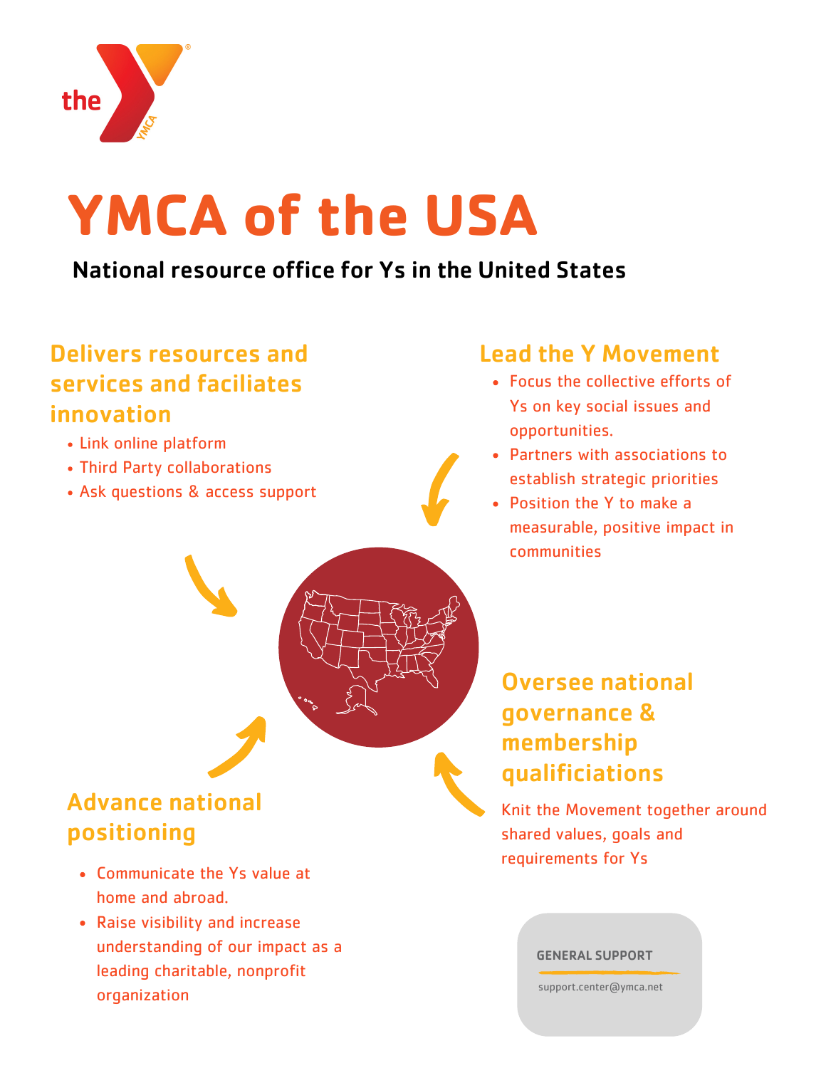# YMCA of the USA

**National resource office for Ys in the United States**

## Delivers resources and services and faciliates innovation

- Link online platform
- Third Party collaborations
- Ask questions & access support

## Lead the Y Movement

- Focus the collective efforts of Ys on key social issues and opportunities.
- Partners with associations to establish strategic priorities
- Position the Y to make a measurable, positive impact in communities

## Oversee national governance & membership qualificiations

Knit the Movement together around shared values, goals and requirements for Ys

## Advance national positioning

- Communicate the Ys value at home and abroad.
- Raise visibility and increase understanding of our impact as a leading charitable, nonprofit organization

**GENERAL SUPPORT**

support.center@ymca.net